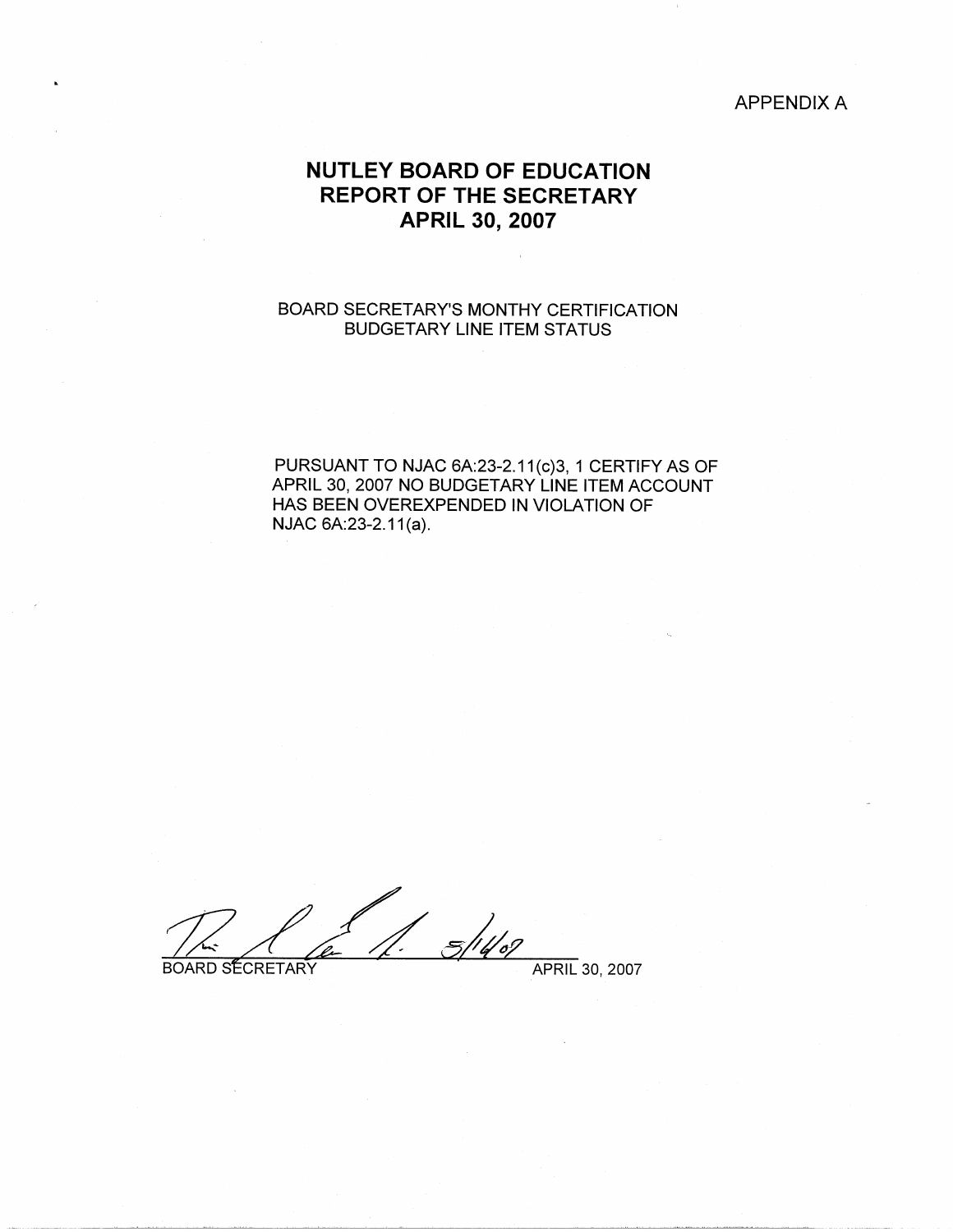APPENDIX A

# NUTLEY BOARD OF EDUCATION
# REPORT OF THE SECRETARY
# APRIL 30, 2007

BOARD SECRETARY'S MONTHY CERTIFICATION
BUDGETARY LINE ITEM STATUS

PURSUANT TO NJAC 6A:23-2.11(c)3, 1 CERTIFY AS OF APRIL 30, 2007 NO BUDGETARY LINE ITEM ACCOUNT HAS BEEN OVEREXPENDED IN VIOLATION OF NJAC 6A:23-2.11(a).

5/16/07

BOARD SECRETARY APRIL 30, 2007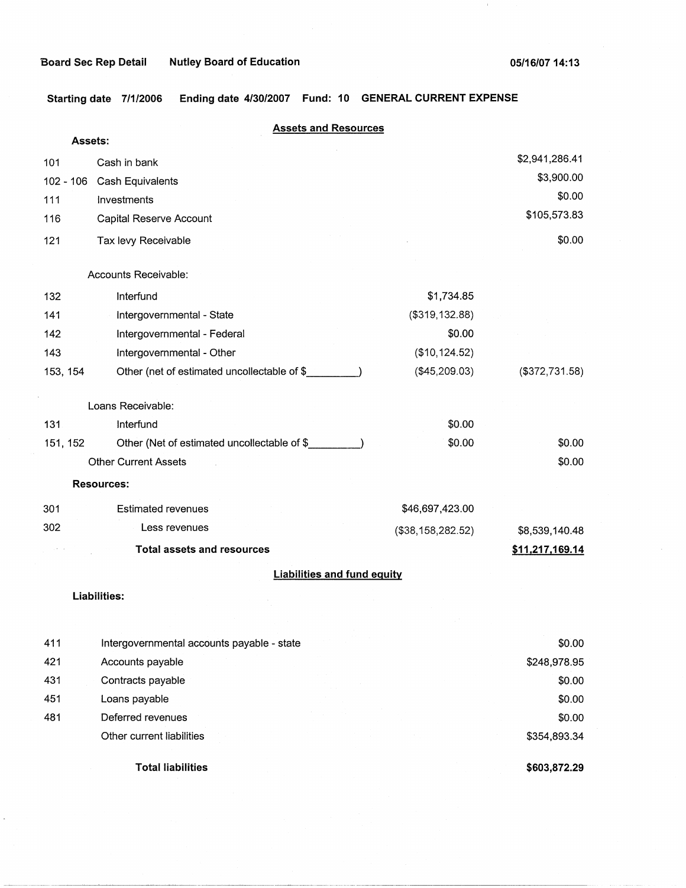Board Sec Rep Detail Nutley Board of Education 05/16/07 14:13

**Starting date 7/1/2006 Ending date 4/30/2007 Fund: 10 GENERAL CURRENT EXPENSE**

## Assets and Resources

| | | | |
|---|---|---|---|
| **Assets:** | | | |
| 101 | Cash in bank | | $2,941,286.41 |
| 102 - 106 | Cash Equivalents | | $3,900.00 |
| 111 | Investments | | $0.00 |
| 116 | Capital Reserve Account | | $105,573.83 |
| 121 | Tax levy Receivable | | $0.00 |
| | Accounts Receivable: | | |
| 132 | Interfund | $1,734.85 | |
| 141 | Intergovernmental - State | ($319,132.88) | |
| 142 | Intergovernmental - Federal | $0.00 | |
| 143 | Intergovernmental - Other | ($10,124.52) | |
| 153, 154 | Other (net of estimated uncollectable of $_________) | ($45,209.03) | ($372,731.58) |
| | Loans Receivable: | | |
| 131 | Interfund | $0.00 | |
| 151, 152 | Other (Net of estimated uncollectable of $_________) | $0.00 | $0.00 |
| | Other Current Assets | | $0.00 |
| **Resources:** | | | |
| 301 | Estimated revenues | $46,697,423.00 | |
| 302 | Less revenues | ($38,158,282.52) | $8,539,140.48 |
| | **Total assets and resources** | | **$11,217,169.14** |

## Liabilities and fund equity

| | | |
|---|---|---|
| **Liabilities:** | | |
| 411 | Intergovernmental accounts payable - state | $0.00 |
| 421 | Accounts payable | $248,978.95 |
| 431 | Contracts payable | $0.00 |
| 451 | Loans payable | $0.00 |
| 481 | Deferred revenues | $0.00 |
| | Other current liabilities | $354,893.34 |
| | **Total liabilities** | **$603,872.29** |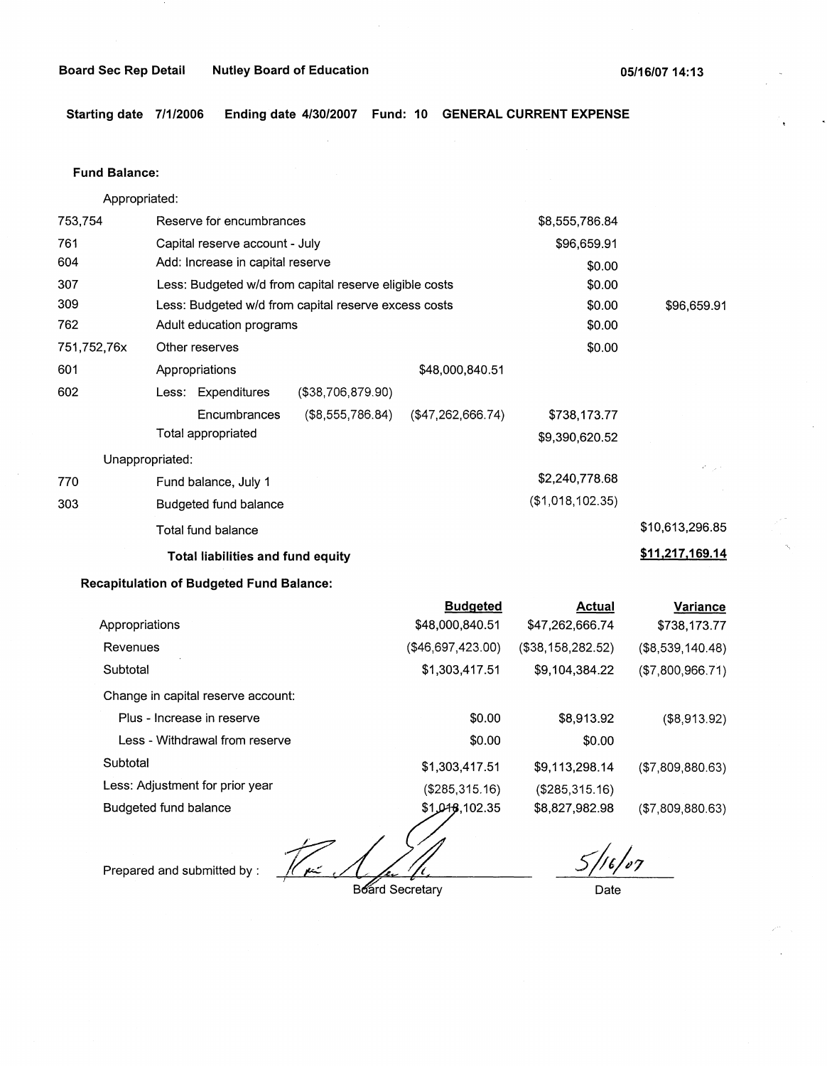**Board Sec Rep Detail** **Nutley Board of Education** **05/16/07 14:13**

**Starting date 7/1/2006 Ending date 4/30/2007 Fund: 10 GENERAL CURRENT EXPENSE**

**Fund Balance:**

| | | | | | |
|---|---|---|---|---|---|
| Appropriated: | | | | | |
| 753,754 | Reserve for encumbrances | | | $8,555,786.84 | |
| 761 | Capital reserve account - July | | | $96,659.91 | |
| 604 | Add: Increase in capital reserve | | | $0.00 | |
| 307 | Less: Budgeted w/d from capital reserve eligible costs | | | $0.00 | |
| 309 | Less: Budgeted w/d from capital reserve excess costs | | | $0.00 | $96,659.91 |
| 762 | Adult education programs | | | $0.00 | |
| 751,752,76x | Other reserves | | | $0.00 | |
| 601 | Appropriations | | $48,000,840.51 | | |
| 602 | Less: Expenditures | ($38,706,879.90) | | | |
| | Encumbrances | ($8,555,786.84) | ($47,262,666.74) | $738,173.77 | |
| | Total appropriated | | | $9,390,620.52 | |
| Unappropriated: | | | | | |
| 770 | Fund balance, July 1 | | | $2,240,778.68 | |
| 303 | Budgeted fund balance | | | ($1,018,102.35) | |
| | Total fund balance | | | | $10,613,296.85 |
| | **Total liabilities and fund equity** | | | | **$11,217,169.14** |

**Recapitulation of Budgeted Fund Balance:**

| | Budgeted | Actual | Variance |
|---|---|---|---|
| Appropriations | $48,000,840.51 | $47,262,666.74 | $738,173.77 |
| Revenues | ($46,697,423.00) | ($38,158,282.52) | ($8,539,140.48) |
| Subtotal | $1,303,417.51 | $9,104,384.22 | ($7,800,966.71) |
| Change in capital reserve account: | | | |
| Plus - Increase in reserve | $0.00 | $8,913.92 | ($8,913.92) |
| Less - Withdrawal from reserve | $0.00 | $0.00 | |
| Subtotal | $1,303,417.51 | $9,113,298.14 | ($7,809,880.63) |
| Less: Adjustment for prior year | ($285,315.16) | ($285,315.16) | |
| Budgeted fund balance | $1,018,102.35 | $8,827,982.98 | ($7,809,880.63) |

Prepared and submitted by : ____________________ Board Secretary

5/16/07
Date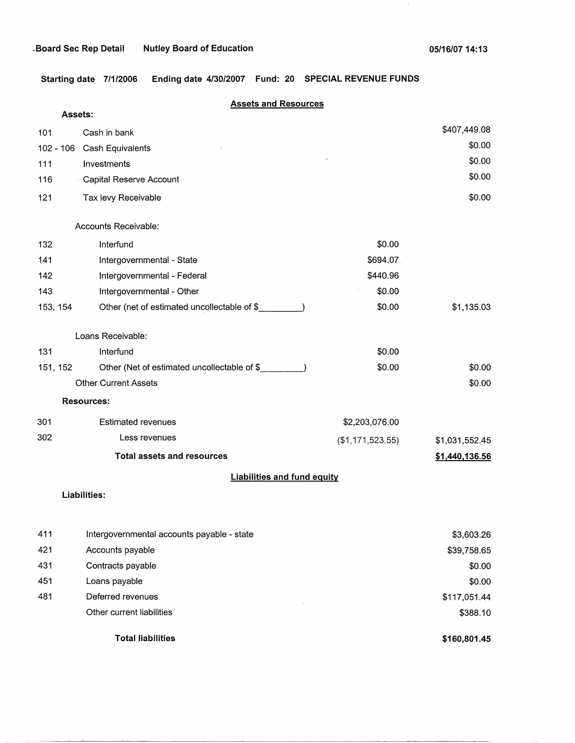Board Sec Rep Detail    Nutley Board of Education    05/16/07 14:13

**Starting date 7/1/2006    Ending date 4/30/2007    Fund: 20    SPECIAL REVENUE FUNDS**

## Assets and Resources

**Assets:**

| | | | |
|---|---|---|---|
| 101 | Cash in bank | | $407,449.08 |
| 102 - 106 | Cash Equivalents | | $0.00 |
| 111 | Investments | | $0.00 |
| 116 | Capital Reserve Account | | $0.00 |
| 121 | Tax levy Receivable | | $0.00 |
| | Accounts Receivable: | | |
| 132 | Interfund | $0.00 | |
| 141 | Intergovernmental - State | $694.07 | |
| 142 | Intergovernmental - Federal | $440.96 | |
| 143 | Intergovernmental - Other | $0.00 | |
| 153, 154 | Other (net of estimated uncollectable of $_________) | $0.00 | $1,135.03 |
| | Loans Receivable: | | |
| 131 | Interfund | $0.00 | |
| 151, 152 | Other (Net of estimated uncollectable of $_________) | $0.00 | $0.00 |
| | Other Current Assets | | $0.00 |

**Resources:**

| | | | |
|---|---|---|---|
| 301 | Estimated revenues | $2,203,076.00 | |
| 302 | Less revenues | ($1,171,523.55) | $1,031,552.45 |
| | **Total assets and resources** | | **$1,440,136.56** |

## Liabilities and fund equity

**Liabilities:**

| | | |
|---|---|---|
| 411 | Intergovernmental accounts payable - state | $3,603.26 |
| 421 | Accounts payable | $39,758.65 |
| 431 | Contracts payable | $0.00 |
| 451 | Loans payable | $0.00 |
| 481 | Deferred revenues | $117,051.44 |
| | Other current liabilities | $388.10 |
| | **Total liabilities** | **$160,801.45** |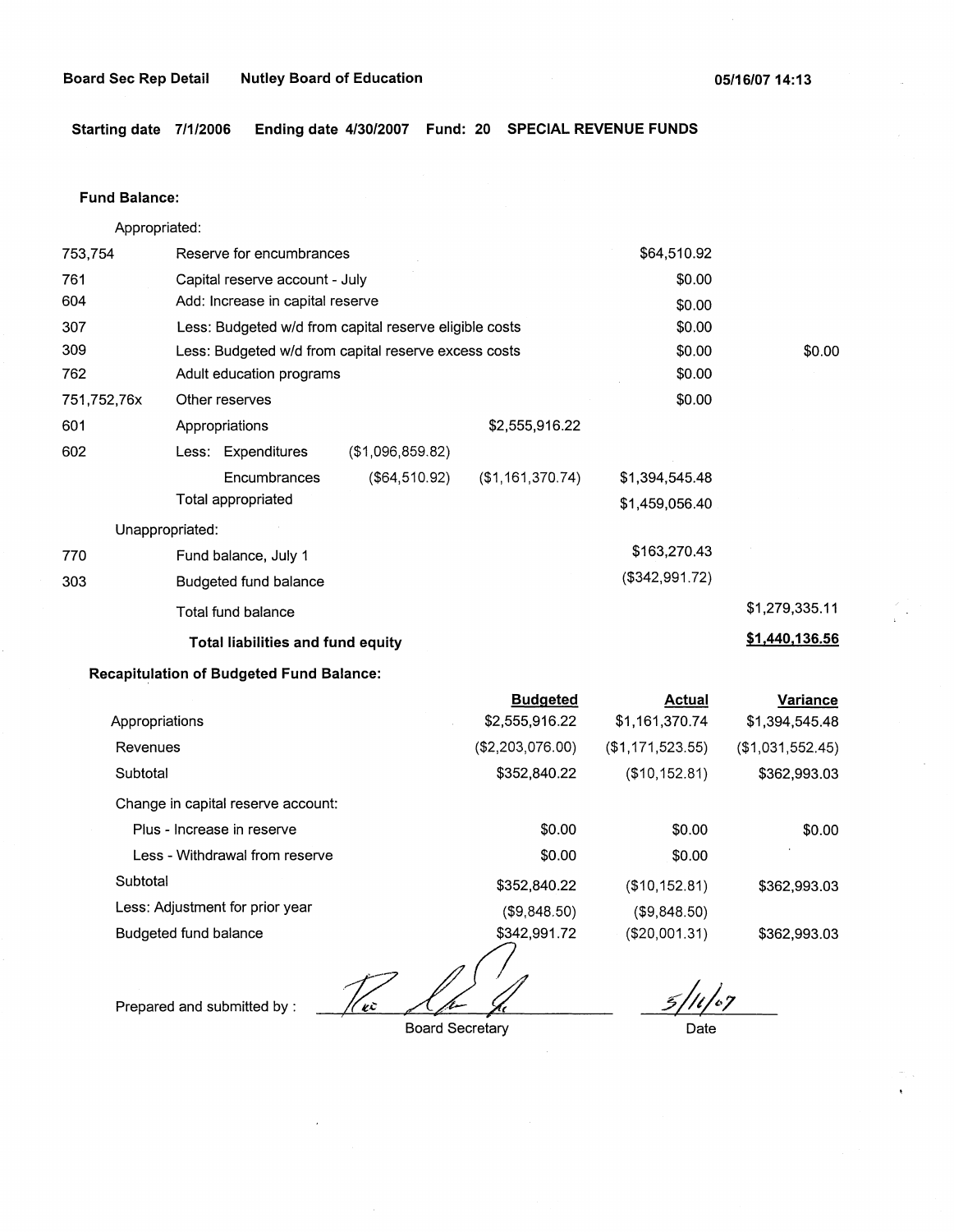**Board Sec Rep Detail** **Nutley Board of Education** **05/16/07 14:13**

**Starting date 7/1/2006 Ending date 4/30/2007 Fund: 20 SPECIAL REVENUE FUNDS**

**Fund Balance:**

| | | | | | |
|---|---|---|---|---|---|
| | Appropriated: | | | | |
| 753,754 | Reserve for encumbrances | | | $64,510.92 | |
| 761 | Capital reserve account - July | | | $0.00 | |
| 604 | Add: Increase in capital reserve | | | $0.00 | |
| 307 | Less: Budgeted w/d from capital reserve eligible costs | | | $0.00 | |
| 309 | Less: Budgeted w/d from capital reserve excess costs | | | $0.00 | $0.00 |
| 762 | Adult education programs | | | $0.00 | |
| 751,752,76x | Other reserves | | | $0.00 | |
| 601 | Appropriations | | $2,555,916.22 | | |
| 602 | Less: Expenditures | ($1,096,859.82) | | | |
| | Encumbrances | ($64,510.92) | ($1,161,370.74) | $1,394,545.48 | |
| | Total appropriated | | | $1,459,056.40 | |
| | Unappropriated: | | | | |
| 770 | Fund balance, July 1 | | | $163,270.43 | |
| 303 | Budgeted fund balance | | | ($342,991.72) | |
| | Total fund balance | | | | $1,279,335.11 |
| | **Total liabilities and fund equity** | | | | **$1,440,136.56** |

**Recapitulation of Budgeted Fund Balance:**

| | Budgeted | Actual | Variance |
|---|---|---|---|
| Appropriations | $2,555,916.22 | $1,161,370.74 | $1,394,545.48 |
| Revenues | ($2,203,076.00) | ($1,171,523.55) | ($1,031,552.45) |
| Subtotal | $352,840.22 | ($10,152.81) | $362,993.03 |
| Change in capital reserve account: | | | |
| Plus - Increase in reserve | $0.00 | $0.00 | $0.00 |
| Less - Withdrawal from reserve | $0.00 | $0.00 | |
| Subtotal | $352,840.22 | ($10,152.81) | $362,993.03 |
| Less: Adjustment for prior year | ($9,848.50) | ($9,848.50) | |
| Budgeted fund balance | $342,991.72 | ($20,001.31) | $362,993.03 |

Prepared and submitted by : _______________ Board Secretary 5/16/07 Date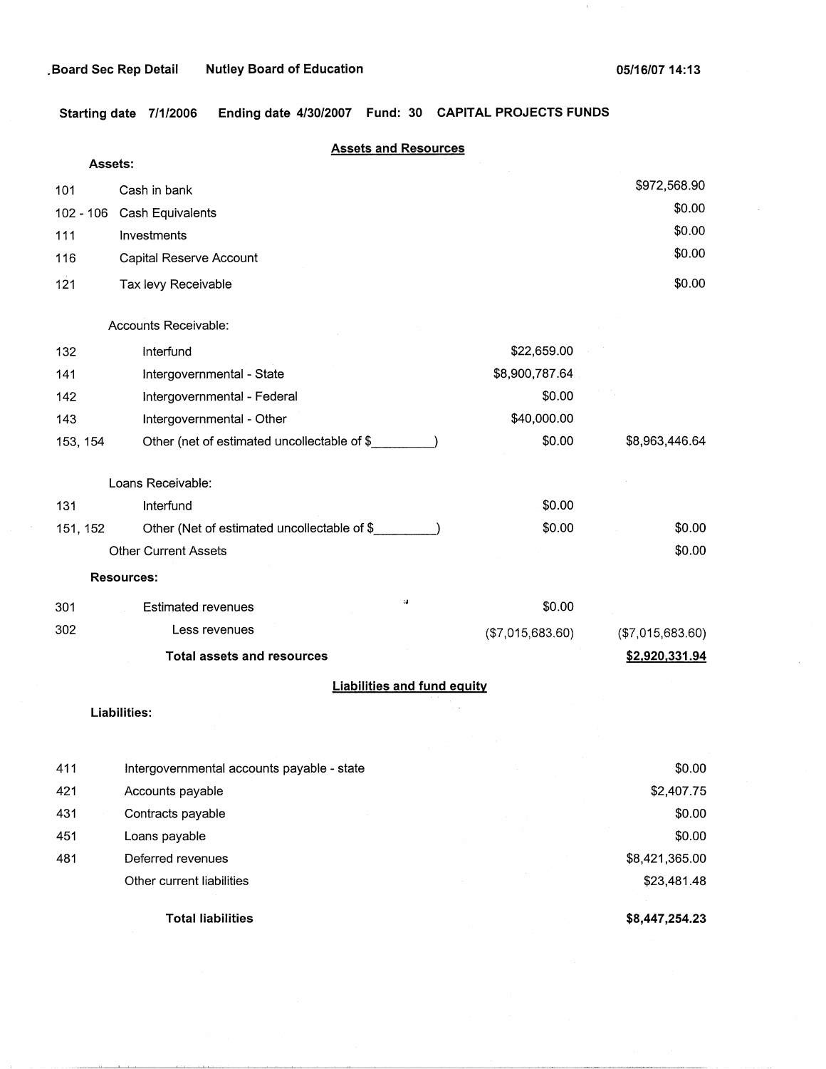Board Sec Rep Detail    Nutley Board of Education    05/16/07 14:13

**Starting date** 7/1/2006    **Ending date** 4/30/2007    **Fund: 30    CAPITAL PROJECTS FUNDS**

## Assets and Resources

**Assets:**

| Code | Description | | |
|---|---|---|---|
| 101 | Cash in bank | | $972,568.90 |
| 102 - 106 | Cash Equivalents | | $0.00 |
| 111 | Investments | | $0.00 |
| 116 | Capital Reserve Account | | $0.00 |
| 121 | Tax levy Receivable | | $0.00 |
| | Accounts Receivable: | | |
| 132 | Interfund | $22,659.00 | |
| 141 | Intergovernmental - State | $8,900,787.64 | |
| 142 | Intergovernmental - Federal | $0.00 | |
| 143 | Intergovernmental - Other | $40,000.00 | |
| 153, 154 | Other (net of estimated uncollectable of $_________) | $0.00 | $8,963,446.64 |
| | Loans Receivable: | | |
| 131 | Interfund | $0.00 | |
| 151, 152 | Other (Net of estimated uncollectable of $_________) | $0.00 | $0.00 |
| | Other Current Assets | | $0.00 |
| | **Resources:** | | |
| 301 | Estimated revenues | $0.00 | |
| 302 | Less revenues | ($7,015,683.60) | ($7,015,683.60) |
| | **Total assets and resources** | | **$2,920,331.94** |

## Liabilities and fund equity

**Liabilities:**

| Code | Description | |
|---|---|---|
| 411 | Intergovernmental accounts payable - state | $0.00 |
| 421 | Accounts payable | $2,407.75 |
| 431 | Contracts payable | $0.00 |
| 451 | Loans payable | $0.00 |
| 481 | Deferred revenues | $8,421,365.00 |
| | Other current liabilities | $23,481.48 |
| | **Total liabilities** | **$8,447,254.23** |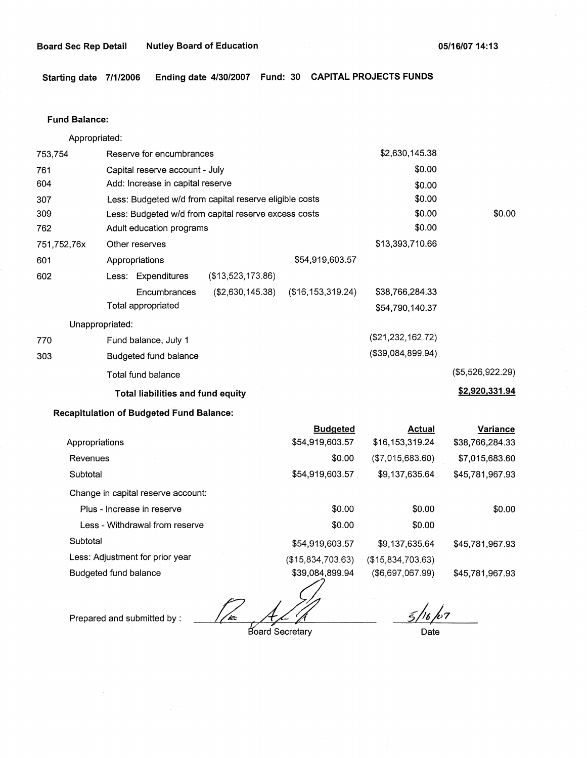**Board Sec Rep Detail** **Nutley Board of Education** **05/16/07 14:13**

**Starting date 7/1/2006** **Ending date 4/30/2007** **Fund: 30** **CAPITAL PROJECTS FUNDS**

**Fund Balance:**

Appropriated:

| | | | | | |
|---|---|---|---|---|---|
| 753,754 | Reserve for encumbrances | | | $2,630,145.38 | |
| 761 | Capital reserve account - July | | | $0.00 | |
| 604 | Add: Increase in capital reserve | | | $0.00 | |
| 307 | Less: Budgeted w/d from capital reserve eligible costs | | | $0.00 | |
| 309 | Less: Budgeted w/d from capital reserve excess costs | | | $0.00 | $0.00 |
| 762 | Adult education programs | | | $0.00 | |
| 751,752,76x | Other reserves | | | $13,393,710.66 | |
| 601 | Appropriations | | $54,919,603.57 | | |
| 602 | Less: Expenditures | ($13,523,173.86) | | | |
| | Encumbrances | ($2,630,145.38) | ($16,153,319.24) | $38,766,284.33 | |
| | Total appropriated | | | $54,790,140.37 | |

Unappropriated:

| | | | |
|---|---|---|---|
| 770 | Fund balance, July 1 | ($21,232,162.72) | |
| 303 | Budgeted fund balance | ($39,084,899.94) | |
| | Total fund balance | | ($5,526,922.29) |
| | **Total liabilities and fund equity** | | **$2,920,331.94** |

**Recapitulation of Budgeted Fund Balance:**

| | Budgeted | Actual | Variance |
|---|---|---|---|
| Appropriations | $54,919,603.57 | $16,153,319.24 | $38,766,284.33 |
| Revenues | $0.00 | ($7,015,683.60) | $7,015,683.60 |
| Subtotal | $54,919,603.57 | $9,137,635.64 | $45,781,967.93 |
| Change in capital reserve account: | | | |
| Plus - Increase in reserve | $0.00 | $0.00 | $0.00 |
| Less - Withdrawal from reserve | $0.00 | $0.00 | |
| Subtotal | $54,919,603.57 | $9,137,635.64 | $45,781,967.93 |
| Less: Adjustment for prior year | ($15,834,703.63) | ($15,834,703.63) | |
| Budgeted fund balance | $39,084,899.94 | ($6,697,067.99) | $45,781,967.93 |

Prepared and submitted by : ______________________ Board Secretary      5/16/07 Date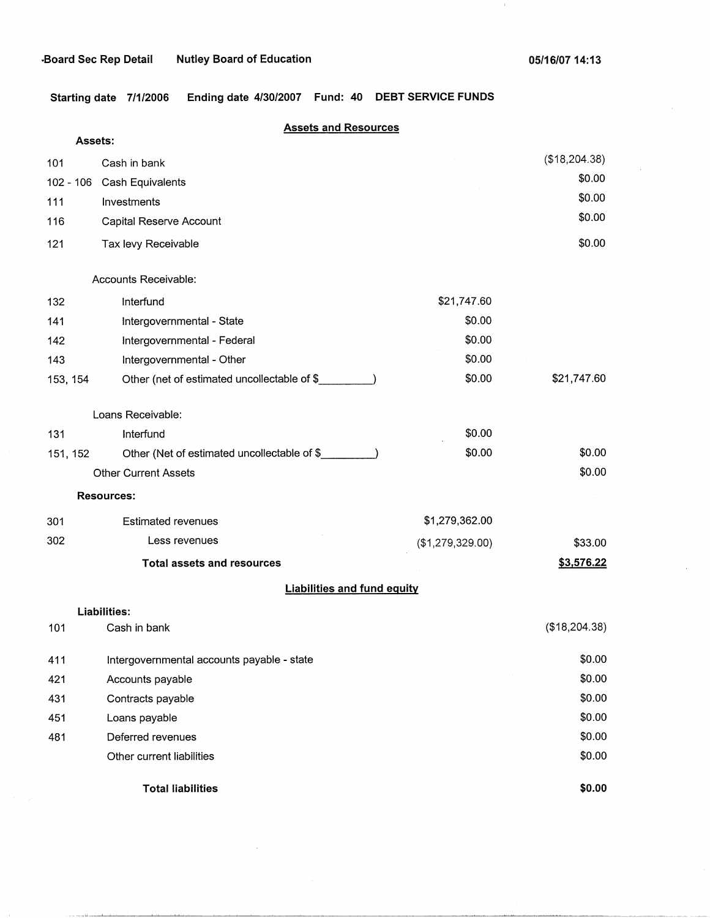Board Sec Rep Detail — Nutley Board of Education — 05/16/07 14:13

**Starting date 7/1/2006 Ending date 4/30/2007 Fund: 40 DEBT SERVICE FUNDS**

## Assets and Resources

| Account | Description | | Amount |
|---|---|---|---|
| | **Assets:** | | |
| 101 | Cash in bank | | ($18,204.38) |
| 102 - 106 | Cash Equivalents | | $0.00 |
| 111 | Investments | | $0.00 |
| 116 | Capital Reserve Account | | $0.00 |
| 121 | Tax levy Receivable | | $0.00 |
| | Accounts Receivable: | | |
| 132 | Interfund | $21,747.60 | |
| 141 | Intergovernmental - State | $0.00 | |
| 142 | Intergovernmental - Federal | $0.00 | |
| 143 | Intergovernmental - Other | $0.00 | |
| 153, 154 | Other (net of estimated uncollectable of $_________) | $0.00 | $21,747.60 |
| | Loans Receivable: | | |
| 131 | Interfund | $0.00 | |
| 151, 152 | Other (Net of estimated uncollectable of $_________) | $0.00 | $0.00 |
| | Other Current Assets | | $0.00 |
| | **Resources:** | | |
| 301 | Estimated revenues | $1,279,362.00 | |
| 302 | Less revenues | ($1,279,329.00) | $33.00 |
| | **Total assets and resources** | | **$3,576.22** |

## Liabilities and fund equity

| Account | Description | Amount |
|---|---|---|
| | **Liabilities:** | |
| 101 | Cash in bank | ($18,204.38) |
| 411 | Intergovernmental accounts payable - state | $0.00 |
| 421 | Accounts payable | $0.00 |
| 431 | Contracts payable | $0.00 |
| 451 | Loans payable | $0.00 |
| 481 | Deferred revenues | $0.00 |
| | Other current liabilities | $0.00 |
| | **Total liabilities** | **$0.00** |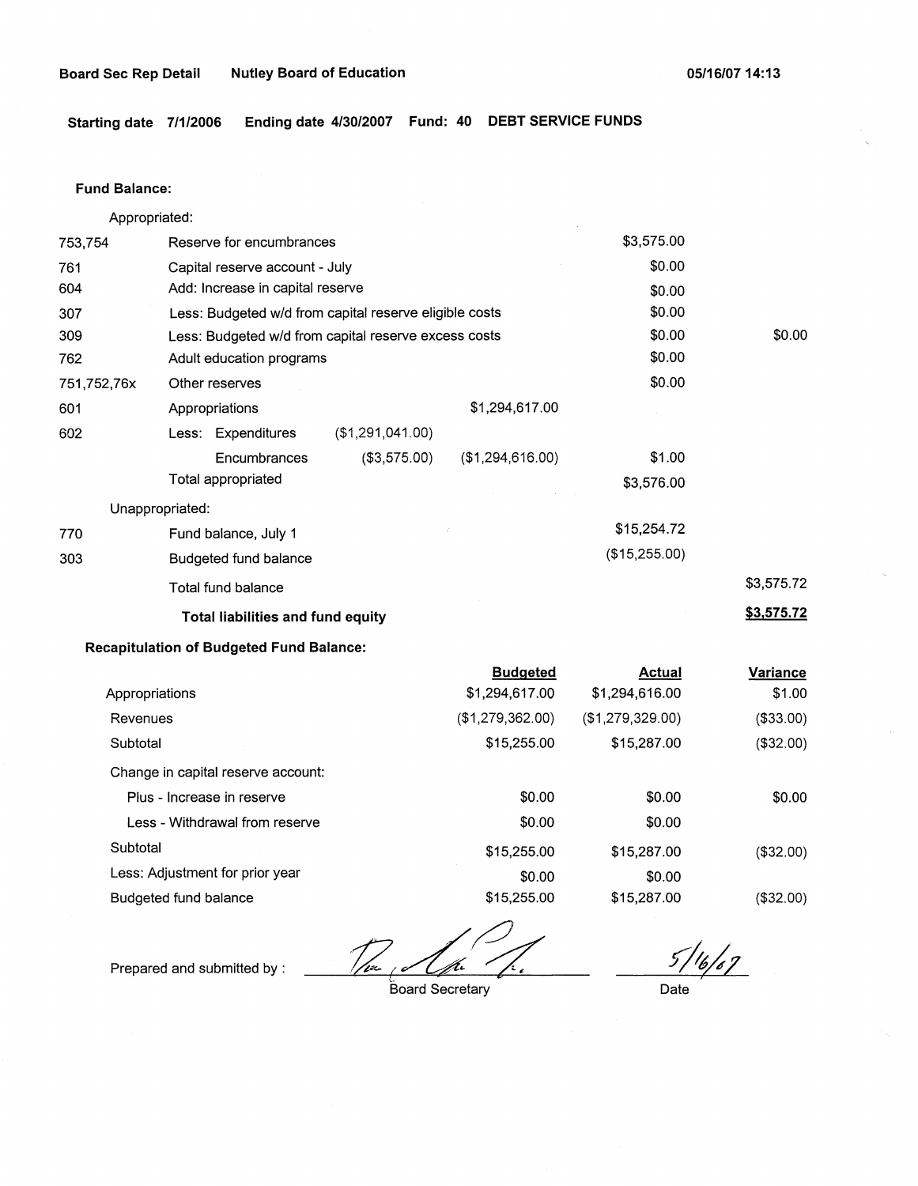**Board Sec Rep Detail** **Nutley Board of Education** **05/16/07 14:13**

**Starting date 7/1/2006** **Ending date 4/30/2007** **Fund: 40** **DEBT SERVICE FUNDS**

**Fund Balance:**

| Code | Description | | | | |
|---|---|---|---|---|---|
| | Appropriated: | | | | |
| 753,754 | Reserve for encumbrances | | | $3,575.00 | |
| 761 | Capital reserve account - July | | | $0.00 | |
| 604 | Add: Increase in capital reserve | | | $0.00 | |
| 307 | Less: Budgeted w/d from capital reserve eligible costs | | | $0.00 | |
| 309 | Less: Budgeted w/d from capital reserve excess costs | | | $0.00 | $0.00 |
| 762 | Adult education programs | | | $0.00 | |
| 751,752,76x | Other reserves | | | $0.00 | |
| 601 | Appropriations | | $1,294,617.00 | | |
| 602 | Less: Expenditures | ($1,291,041.00) | | | |
| | Encumbrances | ($3,575.00) | ($1,294,616.00) | $1.00 | |
| | Total appropriated | | | $3,576.00 | |
| | Unappropriated: | | | | |
| 770 | Fund balance, July 1 | | | $15,254.72 | |
| 303 | Budgeted fund balance | | | ($15,255.00) | |
| | Total fund balance | | | | $3,575.72 |
| | **Total liabilities and fund equity** | | | | **$3,575.72** |

**Recapitulation of Budgeted Fund Balance:**

| | Budgeted | Actual | Variance |
|---|---|---|---|
| Appropriations | $1,294,617.00 | $1,294,616.00 | $1.00 |
| Revenues | ($1,279,362.00) | ($1,279,329.00) | ($33.00) |
| Subtotal | $15,255.00 | $15,287.00 | ($32.00) |
| Change in capital reserve account: | | | |
| Plus - Increase in reserve | $0.00 | $0.00 | $0.00 |
| Less - Withdrawal from reserve | $0.00 | $0.00 | |
| Subtotal | $15,255.00 | $15,287.00 | ($32.00) |
| Less: Adjustment for prior year | $0.00 | $0.00 | |
| Budgeted fund balance | $15,255.00 | $15,287.00 | ($32.00) |

Prepared and submitted by : ______________________ Board Secretary

5/16/07 Date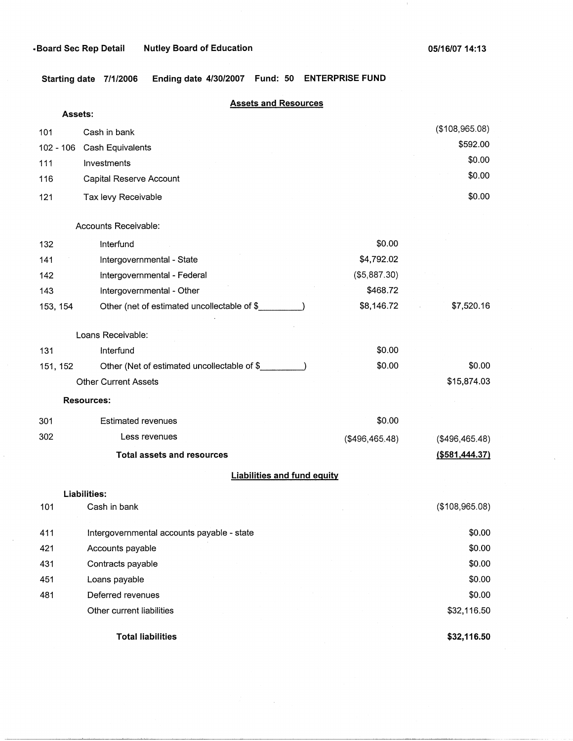•Board Sec Rep Detail Nutley Board of Education 05/16/07 14:13

**Starting date** 7/1/2006 **Ending date** 4/30/2007 **Fund:** 50 **ENTERPRISE FUND**

## Assets and Resources

| | | | |
|---|---|---|---|
| **Assets:** | | | |
| 101 | Cash in bank | | ($108,965.08) |
| 102 - 106 | Cash Equivalents | | $592.00 |
| 111 | Investments | | $0.00 |
| 116 | Capital Reserve Account | | $0.00 |
| 121 | Tax levy Receivable | | $0.00 |
| | Accounts Receivable: | | |
| 132 | Interfund | $0.00 | |
| 141 | Intergovernmental - State | $4,792.02 | |
| 142 | Intergovernmental - Federal | ($5,887.30) | |
| 143 | Intergovernmental - Other | $468.72 | |
| 153, 154 | Other (net of estimated uncollectable of $_________) | $8,146.72 | $7,520.16 |
| | Loans Receivable: | | |
| 131 | Interfund | $0.00 | |
| 151, 152 | Other (Net of estimated uncollectable of $_________) | $0.00 | $0.00 |
| | Other Current Assets | | $15,874.03 |
| **Resources:** | | | |
| 301 | Estimated revenues | $0.00 | |
| 302 | Less revenues | ($496,465.48) | ($496,465.48) |
| | **Total assets and resources** | | **($581,444.37)** |

## Liabilities and fund equity

| | | |
|---|---|---|
| **Liabilities:** | | |
| 101 | Cash in bank | ($108,965.08) |
| 411 | Intergovernmental accounts payable - state | $0.00 |
| 421 | Accounts payable | $0.00 |
| 431 | Contracts payable | $0.00 |
| 451 | Loans payable | $0.00 |
| 481 | Deferred revenues | $0.00 |
| | Other current liabilities | $32,116.50 |
| | **Total liabilities** | **$32,116.50** |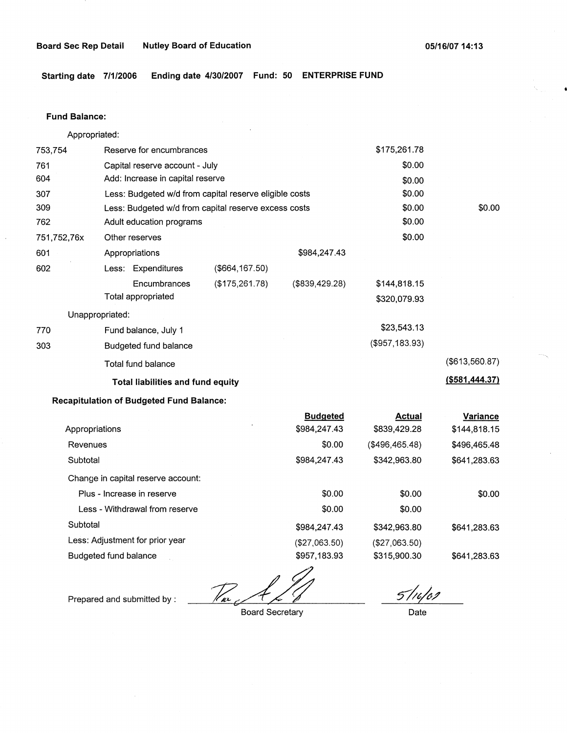**Board Sec Rep Detail** **Nutley Board of Education** **05/16/07 14:13**

**Starting date 7/1/2006 Ending date 4/30/2007 Fund: 50 ENTERPRISE FUND**

**Fund Balance:**

| | | | | | |
|---|---|---|---|---|---|
| Appropriated: | | | | | |
| 753,754 | Reserve for encumbrances | | | $175,261.78 | |
| 761 | Capital reserve account - July | | | $0.00 | |
| 604 | Add: Increase in capital reserve | | | $0.00 | |
| 307 | Less: Budgeted w/d from capital reserve eligible costs | | | $0.00 | |
| 309 | Less: Budgeted w/d from capital reserve excess costs | | | $0.00 | $0.00 |
| 762 | Adult education programs | | | $0.00 | |
| 751,752,76x | Other reserves | | | $0.00 | |
| 601 | Appropriations | | $984,247.43 | | |
| 602 | Less: Expenditures | ($664,167.50) | | | |
| | Encumbrances | ($175,261.78) | ($839,429.28) | $144,818.15 | |
| | Total appropriated | | | $320,079.93 | |
| Unappropriated: | | | | | |
| 770 | Fund balance, July 1 | | | $23,543.13 | |
| 303 | Budgeted fund balance | | | ($957,183.93) | |
| | Total fund balance | | | | ($613,560.87) |
| | **Total liabilities and fund equity** | | | | **($581,444.37)** |

**Recapitulation of Budgeted Fund Balance:**

| | Budgeted | Actual | Variance |
|---|---|---|---|
| Appropriations | $984,247.43 | $839,429.28 | $144,818.15 |
| Revenues | $0.00 | ($496,465.48) | $496,465.48 |
| Subtotal | $984,247.43 | $342,963.80 | $641,283.63 |
| Change in capital reserve account: | | | |
| Plus - Increase in reserve | $0.00 | $0.00 | $0.00 |
| Less - Withdrawal from reserve | $0.00 | $0.00 | |
| Subtotal | $984,247.43 | $342,963.80 | $641,283.63 |
| Less: Adjustment for prior year | ($27,063.50) | ($27,063.50) | |
| Budgeted fund balance | $957,183.93 | $315,900.30 | $641,283.63 |

Prepared and submitted by : _[signature]_ Board Secretary  5/16/07 Date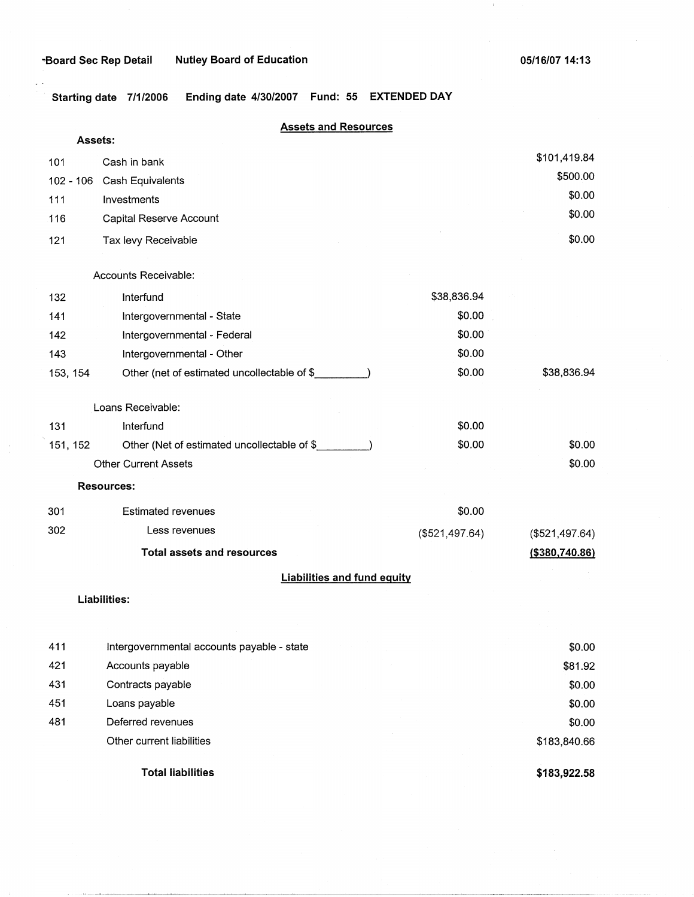Board Sec Rep Detail    Nutley Board of Education    05/16/07 14:13

Starting date 7/1/2006    Ending date 4/30/2007    Fund: 55    EXTENDED DAY

## Assets and Resources

| Code | Description | | Amount |
|---|---|---|---|
| | **Assets:** | | |
| 101 | Cash in bank | | $101,419.84 |
| 102 - 106 | Cash Equivalents | | $500.00 |
| 111 | Investments | | $0.00 |
| 116 | Capital Reserve Account | | $0.00 |
| 121 | Tax levy Receivable | | $0.00 |
| | Accounts Receivable: | | |
| 132 | Interfund | $38,836.94 | |
| 141 | Intergovernmental - State | $0.00 | |
| 142 | Intergovernmental - Federal | $0.00 | |
| 143 | Intergovernmental - Other | $0.00 | |
| 153, 154 | Other (net of estimated uncollectable of $_________) | $0.00 | $38,836.94 |
| | Loans Receivable: | | |
| 131 | Interfund | $0.00 | |
| 151, 152 | Other (Net of estimated uncollectable of $_________) | $0.00 | $0.00 |
| | Other Current Assets | | $0.00 |
| | **Resources:** | | |
| 301 | Estimated revenues | $0.00 | |
| 302 | Less revenues | ($521,497.64) | ($521,497.64) |
| | **Total assets and resources** | | **($380,740.86)** |

## Liabilities and fund equity

**Liabilities:**

| Code | Description | Amount |
|---|---|---|
| 411 | Intergovernmental accounts payable - state | $0.00 |
| 421 | Accounts payable | $81.92 |
| 431 | Contracts payable | $0.00 |
| 451 | Loans payable | $0.00 |
| 481 | Deferred revenues | $0.00 |
| | Other current liabilities | $183,840.66 |
| | **Total liabilities** | **$183,922.58** |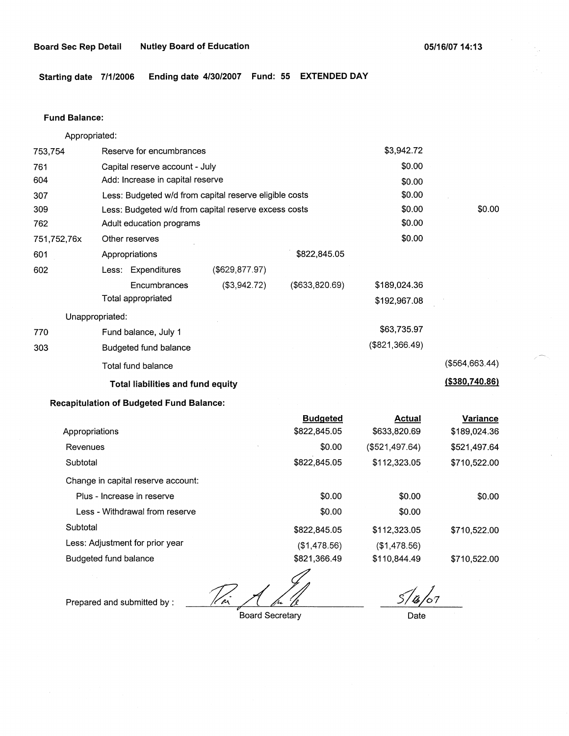**Board Sec Rep Detail** **Nutley Board of Education** **05/16/07 14:13**

**Starting date 7/1/2006 Ending date 4/30/2007 Fund: 55 EXTENDED DAY**

**Fund Balance:**

| | | | | | |
|---|---|---|---|---|---|
| | Appropriated: | | | | |
| 753,754 | Reserve for encumbrances | | | $3,942.72 | |
| 761 | Capital reserve account - July | | | $0.00 | |
| 604 | Add: Increase in capital reserve | | | $0.00 | |
| 307 | Less: Budgeted w/d from capital reserve eligible costs | | | $0.00 | |
| 309 | Less: Budgeted w/d from capital reserve excess costs | | | $0.00 | $0.00 |
| 762 | Adult education programs | | | $0.00 | |
| 751,752,76x | Other reserves | | | $0.00 | |
| 601 | Appropriations | | $822,845.05 | | |
| 602 | Less: Expenditures | ($629,877.97) | | | |
| | Encumbrances | ($3,942.72) | ($633,820.69) | $189,024.36 | |
| | Total appropriated | | | $192,967.08 | |
| | Unappropriated: | | | | |
| 770 | Fund balance, July 1 | | | $63,735.97 | |
| 303 | Budgeted fund balance | | | ($821,366.49) | |
| | Total fund balance | | | | ($564,663.44) |
| | **Total liabilities and fund equity** | | | | **($380,740.86)** |

**Recapitulation of Budgeted Fund Balance:**

| | Budgeted | Actual | Variance |
|---|---|---|---|
| Appropriations | $822,845.05 | $633,820.69 | $189,024.36 |
| Revenues | $0.00 | ($521,497.64) | $521,497.64 |
| Subtotal | $822,845.05 | $112,323.05 | $710,522.00 |
| Change in capital reserve account: | | | |
| Plus - Increase in reserve | $0.00 | $0.00 | $0.00 |
| Less - Withdrawal from reserve | $0.00 | $0.00 | |
| Subtotal | $822,845.05 | $112,323.05 | $710,522.00 |
| Less: Adjustment for prior year | ($1,478.56) | ($1,478.56) | |
| Budgeted fund balance | $821,366.49 | $110,844.49 | $710,522.00 |

Prepared and submitted by : ______________________ 5/16/07

Board Secretary Date